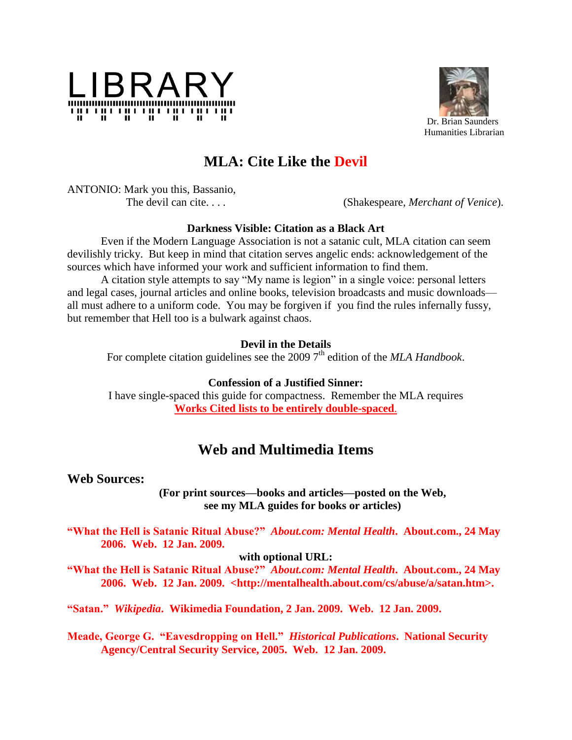LIBRARY

Dr. Brian Saunders
Humanities Librarian

# MLA: Cite Like the Devil

ANTONIO: Mark you this, Bassanio,
The devil can cite. . . . (Shakespeare, *Merchant of Venice*).

### Darkness Visible: Citation as a Black Art

Even if the Modern Language Association is not a satanic cult, MLA citation can seem devilishly tricky. But keep in mind that citation serves angelic ends: acknowledgement of the sources which have informed your work and sufficient information to find them.

A citation style attempts to say "My name is legion" in a single voice: personal letters and legal cases, journal articles and online books, television broadcasts and music downloads—all must adhere to a uniform code. You may be forgiven if you find the rules infernally fussy, but remember that Hell too is a bulwark against chaos.

### Devil in the Details

For complete citation guidelines see the 2009 7th edition of the *MLA Handbook*.

### Confession of a Justified Sinner:

I have single-spaced this guide for compactness. Remember the MLA requires **Works Cited lists to be entirely double-spaced**.

## Web and Multimedia Items

### Web Sources:

**(For print sources—books and articles—posted on the Web, see my MLA guides for books or articles)**

**"What the Hell is Satanic Ritual Abuse?" *About.com: Mental Health*. About.com., 24 May 2006. Web. 12 Jan. 2009.**

**with optional URL:**

**"What the Hell is Satanic Ritual Abuse?" *About.com: Mental Health*. About.com., 24 May 2006. Web. 12 Jan. 2009. <http://mentalhealth.about.com/cs/abuse/a/satan.htm>.**

**"Satan." *Wikipedia*. Wikimedia Foundation, 2 Jan. 2009. Web. 12 Jan. 2009.**

**Meade, George G. "Eavesdropping on Hell." *Historical Publications*. National Security Agency/Central Security Service, 2005. Web. 12 Jan. 2009.**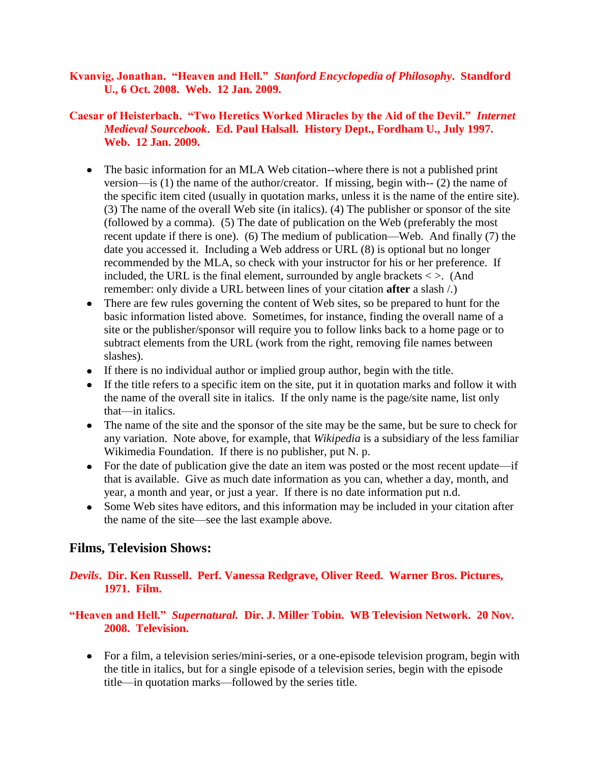**Kvanvig, Jonathan. "Heaven and Hell." *Stanford Encyclopedia of Philosophy*. Standford U., 6 Oct. 2008. Web. 12 Jan. 2009.**

**Caesar of Heisterbach. "Two Heretics Worked Miracles by the Aid of the Devil." *Internet Medieval Sourcebook*. Ed. Paul Halsall. History Dept., Fordham U., July 1997. Web. 12 Jan. 2009.**

- The basic information for an MLA Web citation--where there is not a published print version—is (1) the name of the author/creator. If missing, begin with-- (2) the name of the specific item cited (usually in quotation marks, unless it is the name of the entire site). (3) The name of the overall Web site (in italics). (4) The publisher or sponsor of the site (followed by a comma). (5) The date of publication on the Web (preferably the most recent update if there is one). (6) The medium of publication—Web. And finally (7) the date you accessed it. Including a Web address or URL (8) is optional but no longer recommended by the MLA, so check with your instructor for his or her preference. If included, the URL is the final element, surrounded by angle brackets < >. (And remember: only divide a URL between lines of your citation **after** a slash /.)
- There are few rules governing the content of Web sites, so be prepared to hunt for the basic information listed above. Sometimes, for instance, finding the overall name of a site or the publisher/sponsor will require you to follow links back to a home page or to subtract elements from the URL (work from the right, removing file names between slashes).
- If there is no individual author or implied group author, begin with the title.
- If the title refers to a specific item on the site, put it in quotation marks and follow it with the name of the overall site in italics. If the only name is the page/site name, list only that—in italics.
- The name of the site and the sponsor of the site may be the same, but be sure to check for any variation. Note above, for example, that *Wikipedia* is a subsidiary of the less familiar Wikimedia Foundation. If there is no publisher, put N. p.
- For the date of publication give the date an item was posted or the most recent update—if that is available. Give as much date information as you can, whether a day, month, and year, a month and year, or just a year. If there is no date information put n.d.
- Some Web sites have editors, and this information may be included in your citation after the name of the site—see the last example above.

## Films, Television Shows:

***Devils*. Dir. Ken Russell. Perf. Vanessa Redgrave, Oliver Reed. Warner Bros. Pictures, 1971. Film.**

**"Heaven and Hell." *Supernatural.* Dir. J. Miller Tobin. WB Television Network. 20 Nov. 2008. Television.**

- For a film, a television series/mini-series, or a one-episode television program, begin with the title in italics, but for a single episode of a television series, begin with the episode title—in quotation marks—followed by the series title.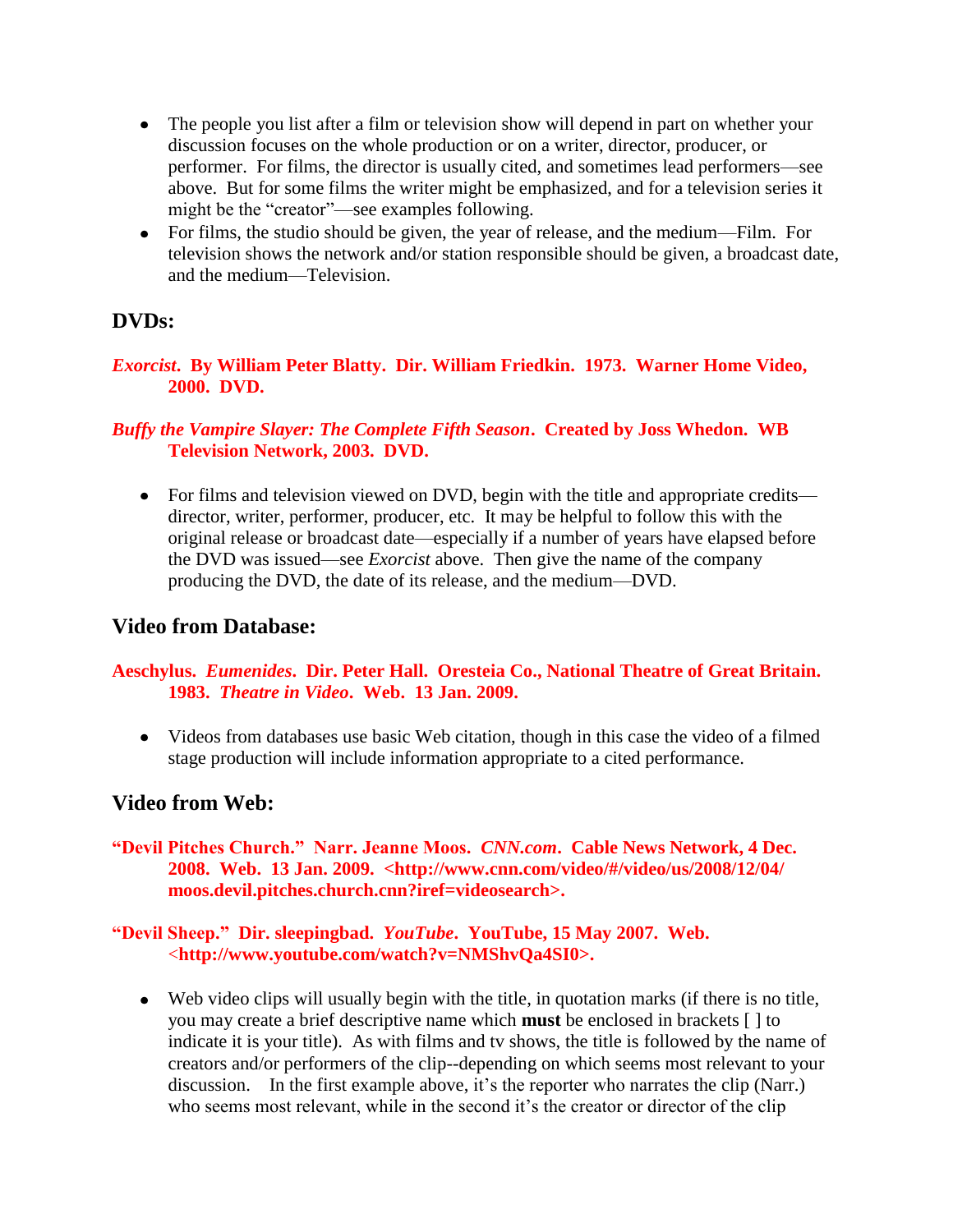- The people you list after a film or television show will depend in part on whether your discussion focuses on the whole production or on a writer, director, producer, or performer. For films, the director is usually cited, and sometimes lead performers—see above. But for some films the writer might be emphasized, and for a television series it might be the "creator"—see examples following.
- For films, the studio should be given, the year of release, and the medium—Film. For television shows the network and/or station responsible should be given, a broadcast date, and the medium—Television.

## DVDs:

***Exorcist*. By William Peter Blatty. Dir. William Friedkin. 1973. Warner Home Video, 2000. DVD.**

***Buffy the Vampire Slayer: The Complete Fifth Season*. Created by Joss Whedon. WB Television Network, 2003. DVD.**

- For films and television viewed on DVD, begin with the title and appropriate credits—director, writer, performer, producer, etc. It may be helpful to follow this with the original release or broadcast date—especially if a number of years have elapsed before the DVD was issued—see *Exorcist* above. Then give the name of the company producing the DVD, the date of its release, and the medium—DVD.

## Video from Database:

**Aeschylus. *Eumenides*. Dir. Peter Hall. Oresteia Co., National Theatre of Great Britain. 1983. *Theatre in Video*. Web. 13 Jan. 2009.**

- Videos from databases use basic Web citation, though in this case the video of a filmed stage production will include information appropriate to a cited performance.

## Video from Web:

**"Devil Pitches Church." Narr. Jeanne Moos. *CNN.com*. Cable News Network, 4 Dec. 2008. Web. 13 Jan. 2009. <http://www.cnn.com/video/#/video/us/2008/12/04/moos.devil.pitches.church.cnn?iref=videosearch>.**

**"Devil Sheep." Dir. sleepingbad. *YouTube*. YouTube, 15 May 2007. Web. <http://www.youtube.com/watch?v=NMShvQa4SI0>.**

- Web video clips will usually begin with the title, in quotation marks (if there is no title, you may create a brief descriptive name which **must** be enclosed in brackets [ ] to indicate it is your title). As with films and tv shows, the title is followed by the name of creators and/or performers of the clip--depending on which seems most relevant to your discussion. In the first example above, it's the reporter who narrates the clip (Narr.) who seems most relevant, while in the second it's the creator or director of the clip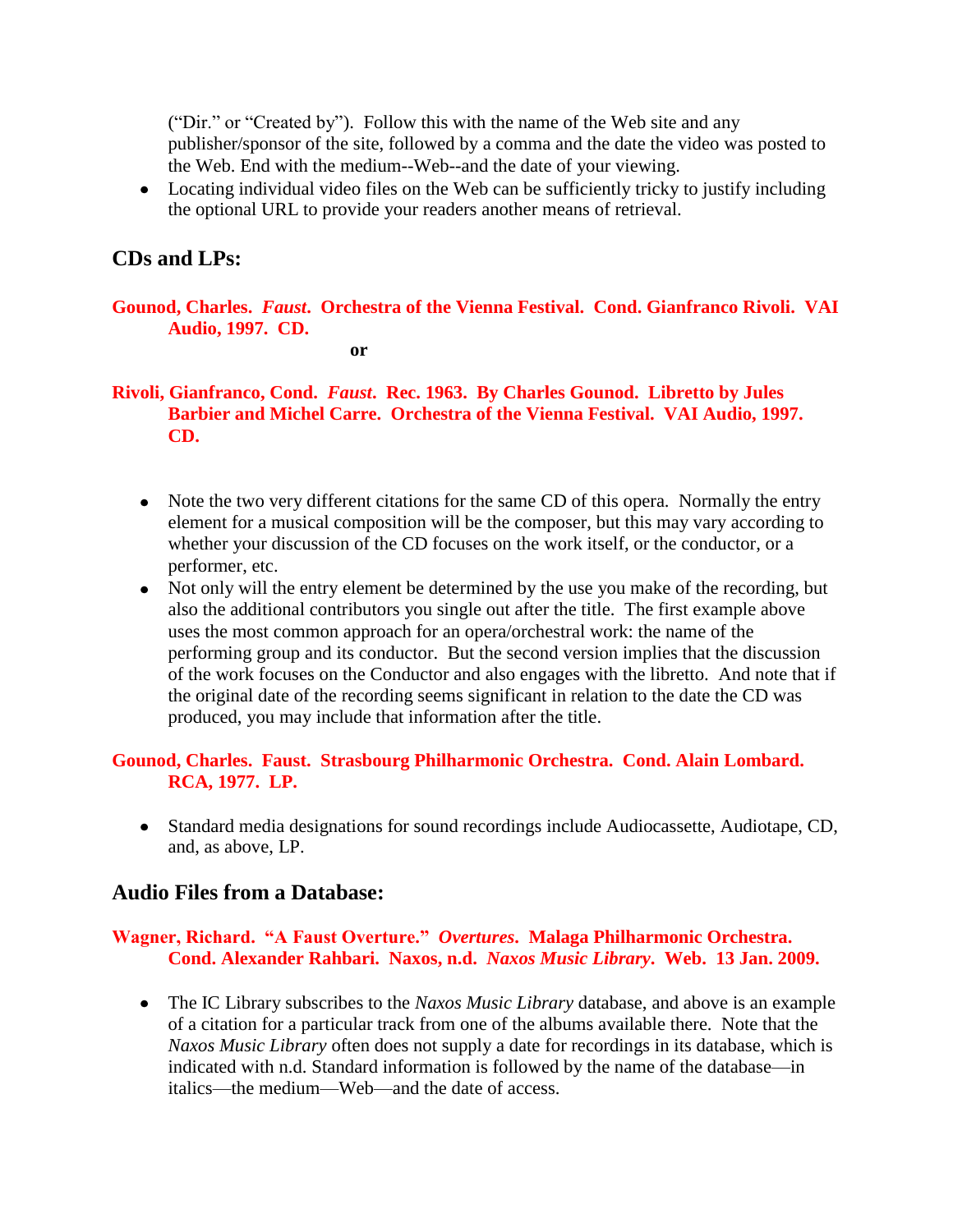("Dir." or "Created by"). Follow this with the name of the Web site and any publisher/sponsor of the site, followed by a comma and the date the video was posted to the Web. End with the medium--Web--and the date of your viewing.

- Locating individual video files on the Web can be sufficiently tricky to justify including the optional URL to provide your readers another means of retrieval.

## CDs and LPs:

**Gounod, Charles. *Faust*. Orchestra of the Vienna Festival. Cond. Gianfranco Rivoli. VAI Audio, 1997. CD.**

**or**

**Rivoli, Gianfranco, Cond. *Faust*. Rec. 1963. By Charles Gounod. Libretto by Jules Barbier and Michel Carre. Orchestra of the Vienna Festival. VAI Audio, 1997. CD.**

- Note the two very different citations for the same CD of this opera. Normally the entry element for a musical composition will be the composer, but this may vary according to whether your discussion of the CD focuses on the work itself, or the conductor, or a performer, etc.
- Not only will the entry element be determined by the use you make of the recording, but also the additional contributors you single out after the title. The first example above uses the most common approach for an opera/orchestral work: the name of the performing group and its conductor. But the second version implies that the discussion of the work focuses on the Conductor and also engages with the libretto. And note that if the original date of the recording seems significant in relation to the date the CD was produced, you may include that information after the title.

**Gounod, Charles. Faust. Strasbourg Philharmonic Orchestra. Cond. Alain Lombard. RCA, 1977. LP.**

- Standard media designations for sound recordings include Audiocassette, Audiotape, CD, and, as above, LP.

## Audio Files from a Database:

**Wagner, Richard. "A Faust Overture." *Overtures*. Malaga Philharmonic Orchestra. Cond. Alexander Rahbari. Naxos, n.d. *Naxos Music Library*. Web. 13 Jan. 2009.**

- The IC Library subscribes to the *Naxos Music Library* database, and above is an example of a citation for a particular track from one of the albums available there. Note that the *Naxos Music Library* often does not supply a date for recordings in its database, which is indicated with n.d. Standard information is followed by the name of the database—in italics—the medium—Web—and the date of access.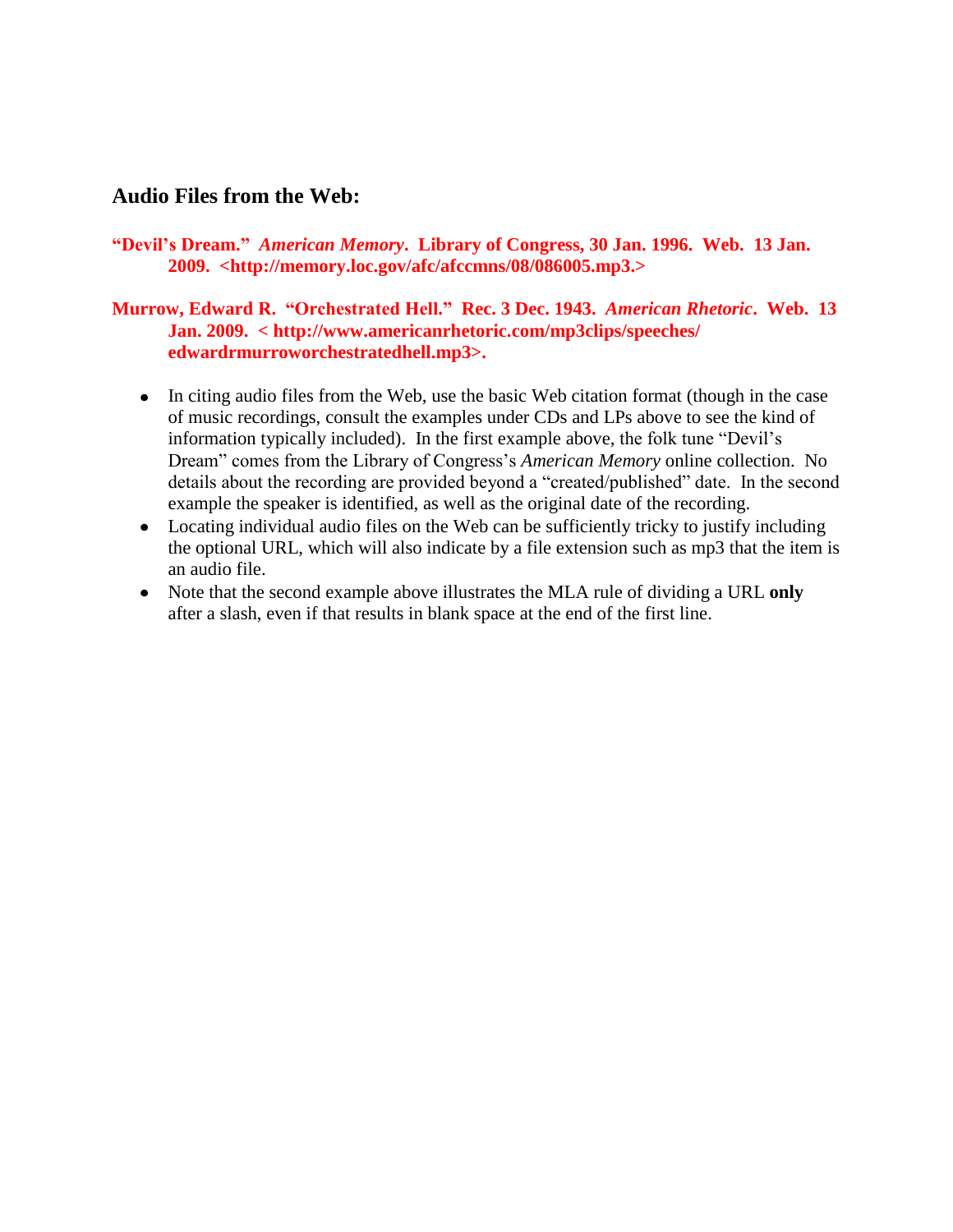## Audio Files from the Web:

**"Devil's Dream." *American Memory*. Library of Congress, 30 Jan. 1996. Web. 13 Jan. 2009. <http://memory.loc.gov/afc/afccmns/08/086005.mp3.>**

**Murrow, Edward R. "Orchestrated Hell." Rec. 3 Dec. 1943. *American Rhetoric*. Web. 13 Jan. 2009. < http://www.americanrhetoric.com/mp3clips/speeches/ edwardrmurroworchestratedhell.mp3>.**

- In citing audio files from the Web, use the basic Web citation format (though in the case of music recordings, consult the examples under CDs and LPs above to see the kind of information typically included). In the first example above, the folk tune "Devil's Dream" comes from the Library of Congress's *American Memory* online collection. No details about the recording are provided beyond a "created/published" date. In the second example the speaker is identified, as well as the original date of the recording.
- Locating individual audio files on the Web can be sufficiently tricky to justify including the optional URL, which will also indicate by a file extension such as mp3 that the item is an audio file.
- Note that the second example above illustrates the MLA rule of dividing a URL **only** after a slash, even if that results in blank space at the end of the first line.